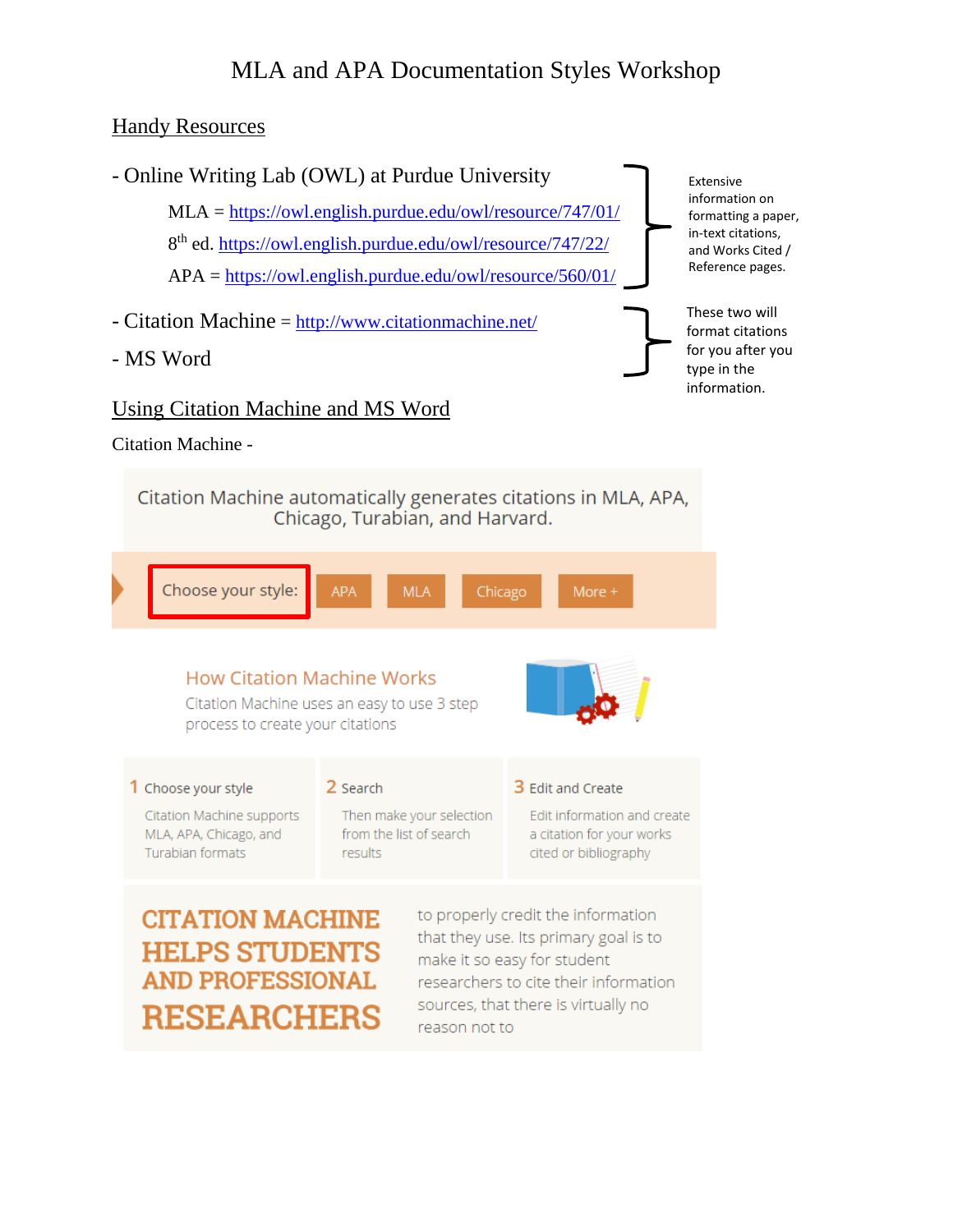# MLA and APA Documentation Styles Workshop

## Handy Resources

- Online Writing Lab (OWL) at Purdue University
  - MLA = https://owl.english.purdue.edu/owl/resource/747/01/
  - 8th ed. https://owl.english.purdue.edu/owl/resource/747/22/
  - APA = https://owl.english.purdue.edu/owl/resource/560/01/

Extensive information on formatting a paper, in-text citations, and Works Cited / Reference pages.

- Citation Machine = http://www.citationmachine.net/
- MS Word

These two will format citations for you after you type in the information.

## Using Citation Machine and MS Word

Citation Machine -

Citation Machine automatically generates citations in MLA, APA, Chicago, Turabian, and Harvard.

Choose your style: APA | MLA | Chicago | More +

How Citation Machine Works

Citation Machine uses an easy to use 3 step process to create your citations

1 Choose your style

Citation Machine supports MLA, APA, Chicago, and Turabian formats

2 Search

Then make your selection from the list of search results

3 Edit and Create

Edit information and create a citation for your works cited or bibliography

CITATION MACHINE HELPS STUDENTS AND PROFESSIONAL RESEARCHERS

to properly credit the information that they use. Its primary goal is to make it so easy for student researchers to cite their information sources, that there is virtually no reason not to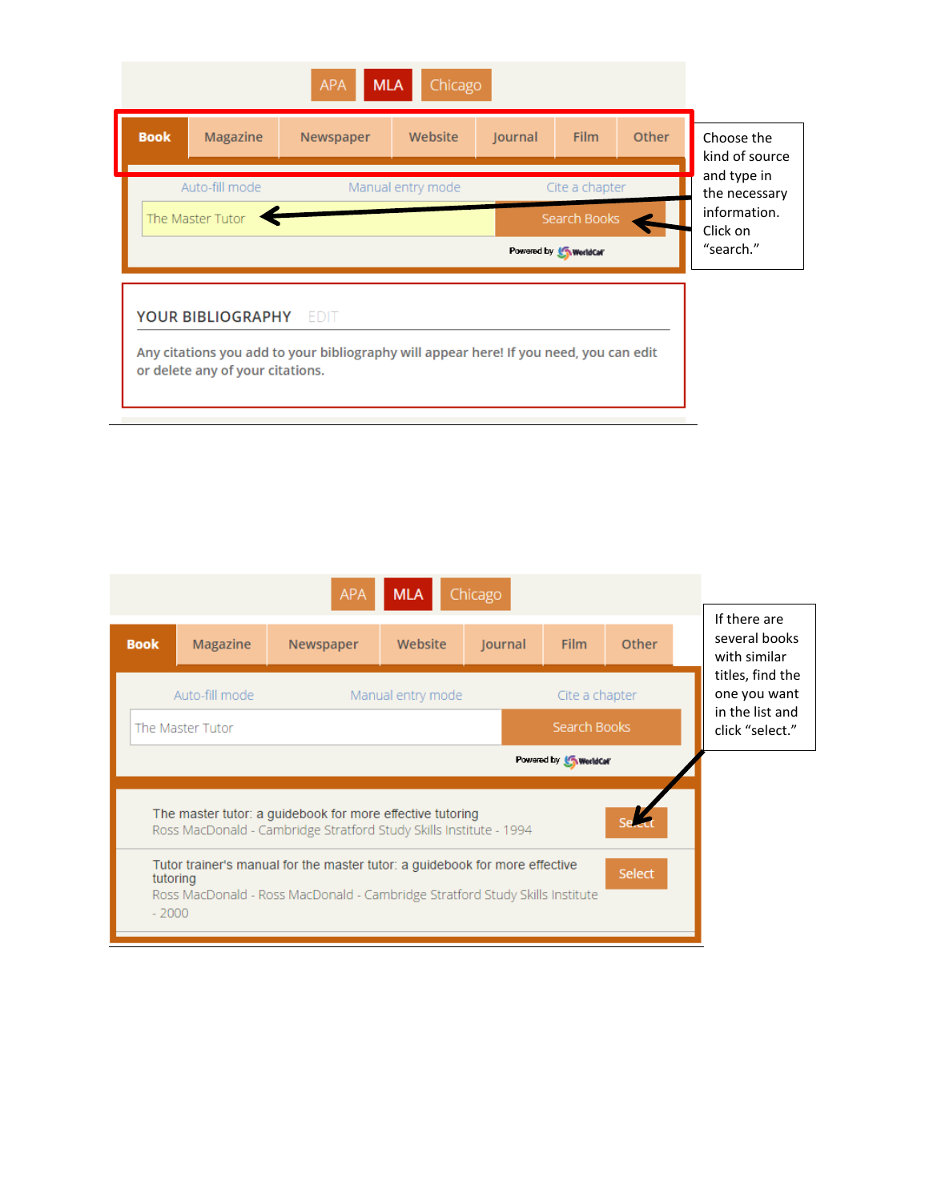APA | MLA | Chicago

Book | Magazine | Newspaper | Website | Journal | Film | Other

Auto-fill mode | Manual entry mode | Cite a chapter

The Master Tutor | Search Books

Powered by WorldCat

Choose the kind of source and type in the necessary information. Click on "search."

YOUR BIBLIOGRAPHY EDIT

Any citations you add to your bibliography will appear here! If you need, you can edit or delete any of your citations.

APA | MLA | Chicago

Book | Magazine | Newspaper | Website | Journal | Film | Other

Auto-fill mode | Manual entry mode | Cite a chapter

The Master Tutor | Search Books

Powered by WorldCat

The master tutor: a guidebook for more effective tutoring
Ross MacDonald - Cambridge Stratford Study Skills Institute - 1994 | Select

Tutor trainer's manual for the master tutor: a guidebook for more effective tutoring
Ross MacDonald - Ross MacDonald - Cambridge Stratford Study Skills Institute - 2000 | Select

If there are several books with similar titles, find the one you want in the list and click "select."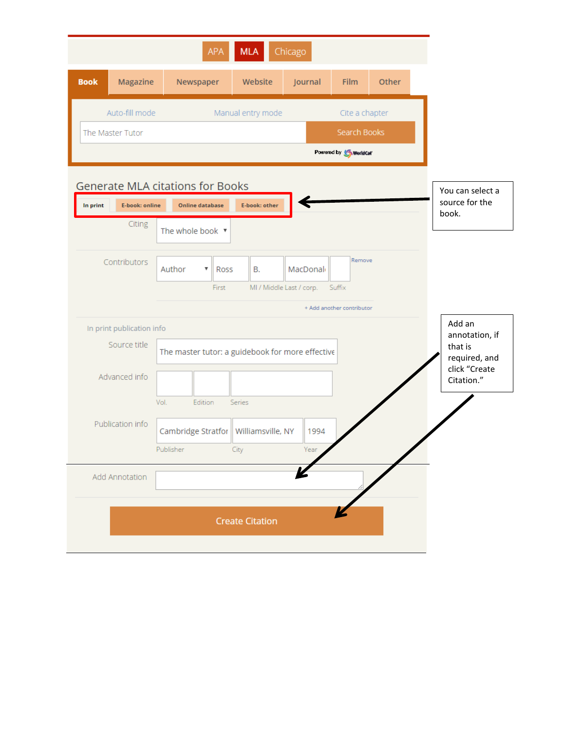APA | MLA | Chicago

Book | Magazine | Newspaper | Website | Journal | Film | Other

Auto-fill mode | Manual entry mode | Cite a chapter

The Master Tutor | Search Books

Powered by WorldCat

Generate MLA citations for Books

In print | E-book: online | Online database | E-book: other

You can select a source for the book.

Citing: The whole book

Contributors: Author | Ross | B. | MacDonal | Remove

First | MI / Middle | Last / corp. | Suffix

+ Add another contributor

In print publication info

Source title: The master tutor: a guidebook for more effective

Advanced info: Vol. | Edition | Series

Publication info: Cambridge Stratfor | Williamsville, NY | 1994

Publisher | City | Year

Add Annotation

Add an annotation, if that is required, and click "Create Citation."

Create Citation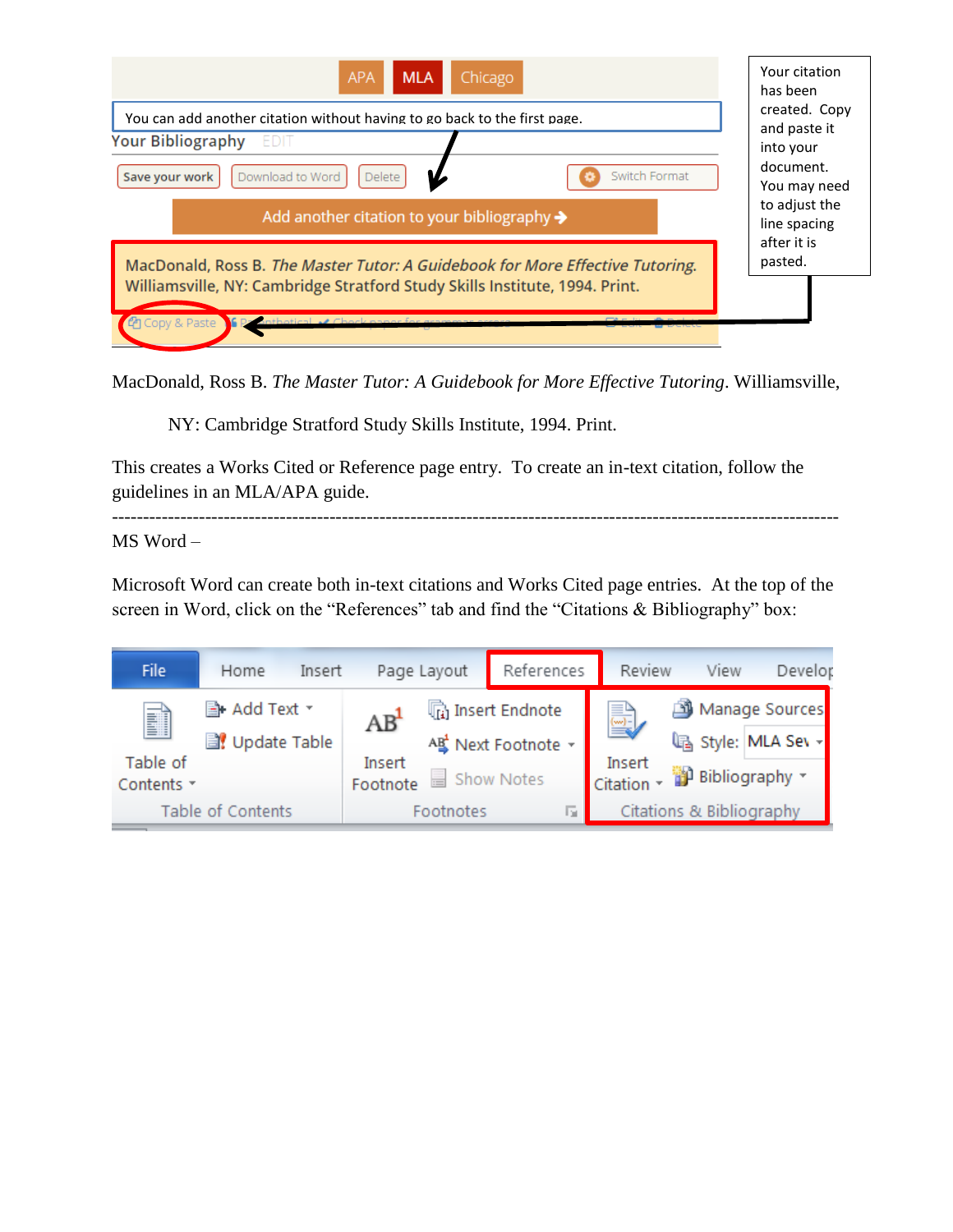| APA | MLA | Chicago |
|---|---|---|

You can add another citation without having to go back to the first page.

Your citation has been created. Copy and paste it into your document. You may need to adjust the line spacing after it is pasted.

Your Bibliography EDIT

Save your work | Download to Word | Delete | Switch Format

Add another citation to your bibliography →

MacDonald, Ross B. *The Master Tutor: A Guidebook for More Effective Tutoring.* Williamsville, NY: Cambridge Stratford Study Skills Institute, 1994. Print.

Copy & Paste | Parenthetical | Check paper for grammar errors | Edit | Delete

MacDonald, Ross B. *The Master Tutor: A Guidebook for More Effective Tutoring*. Williamsville, NY: Cambridge Stratford Study Skills Institute, 1994. Print.

This creates a Works Cited or Reference page entry. To create an in-text citation, follow the guidelines in an MLA/APA guide.

---

MS Word –

Microsoft Word can create both in-text citations and Works Cited page entries. At the top of the screen in Word, click on the "References" tab and find the "Citations & Bibliography" box:

File | Home | Insert | Page Layout | References | Review | View | Develop

Table of Contents | Add Text | Update Table | Table of Contents

Insert Footnote | Insert Endnote | Next Footnote | Show Notes | Footnotes

Insert Citation | Manage Sources | Style: MLA Sev | Bibliography | Citations & Bibliography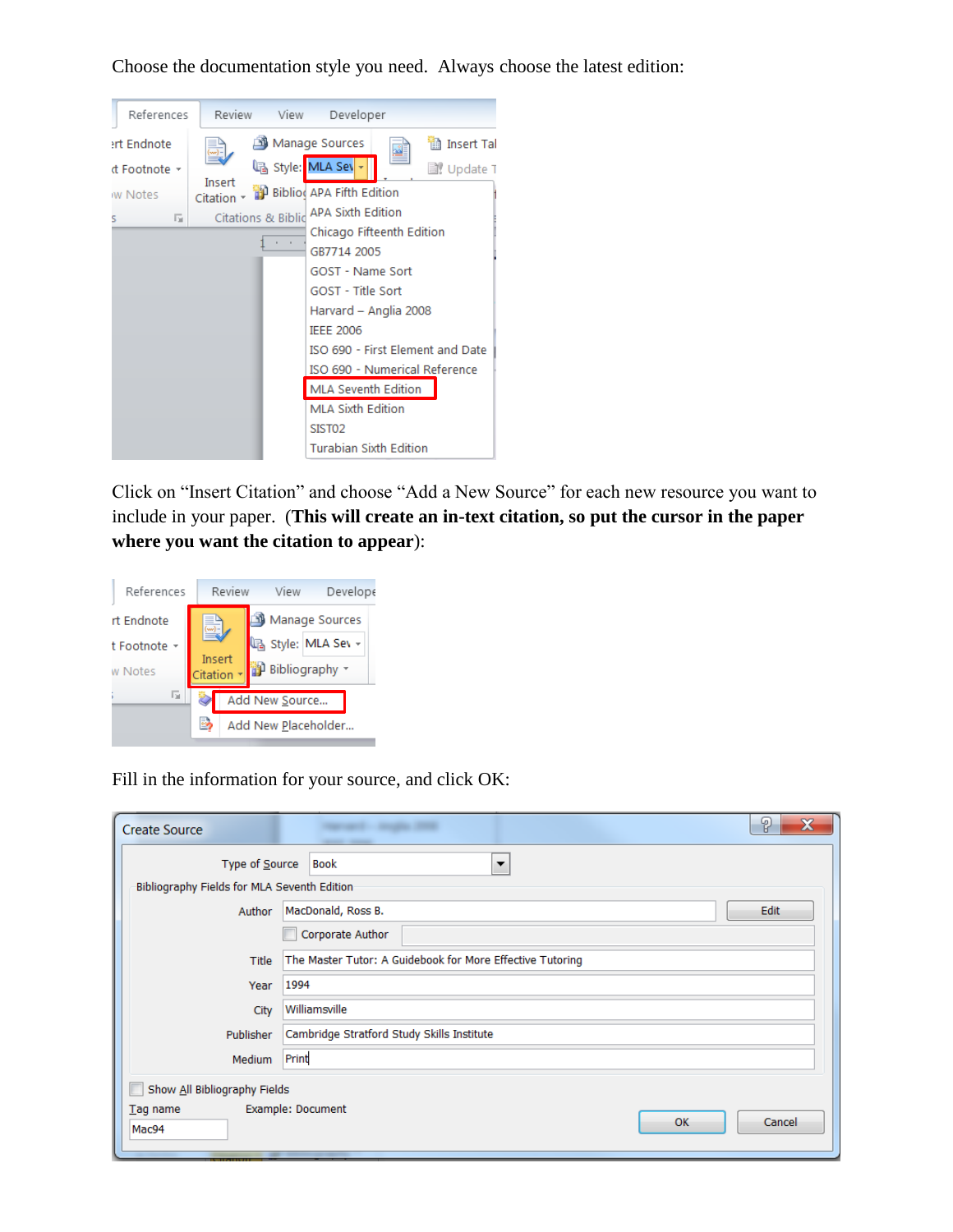Choose the documentation style you need.  Always choose the latest edition:

Click on "Insert Citation" and choose "Add a New Source" for each new resource you want to include in your paper.  (**This will create an in-text citation, so put the cursor in the paper where you want the citation to appear**):

Fill in the information for your source, and click OK: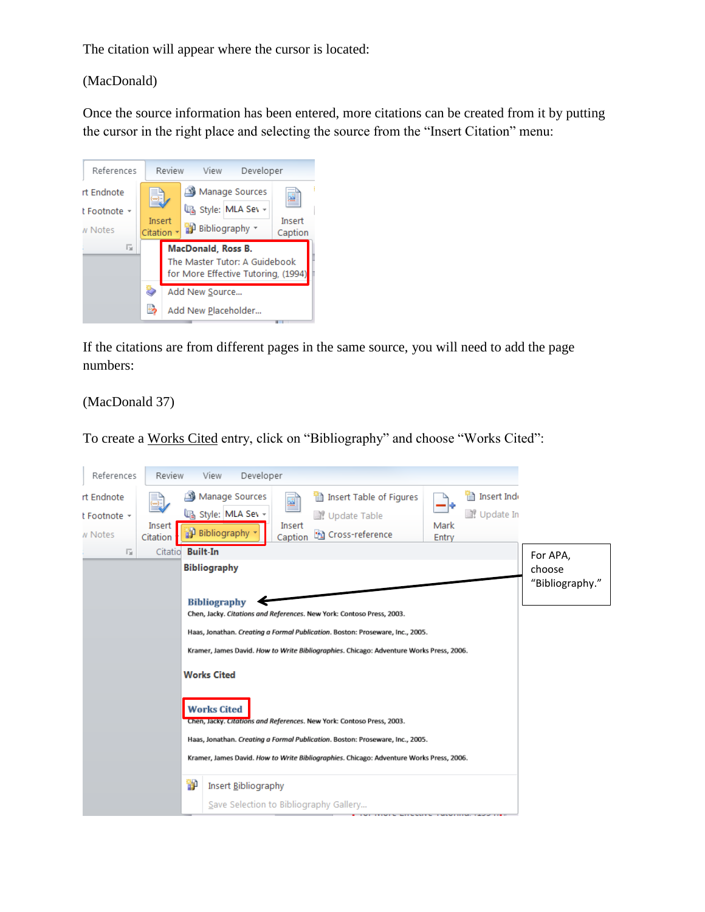The citation will appear where the cursor is located:

(MacDonald)

Once the source information has been entered, more citations can be created from it by putting the cursor in the right place and selecting the source from the "Insert Citation" menu:

If the citations are from different pages in the same source, you will need to add the page numbers:

(MacDonald 37)

To create a Works Cited entry, click on "Bibliography" and choose "Works Cited":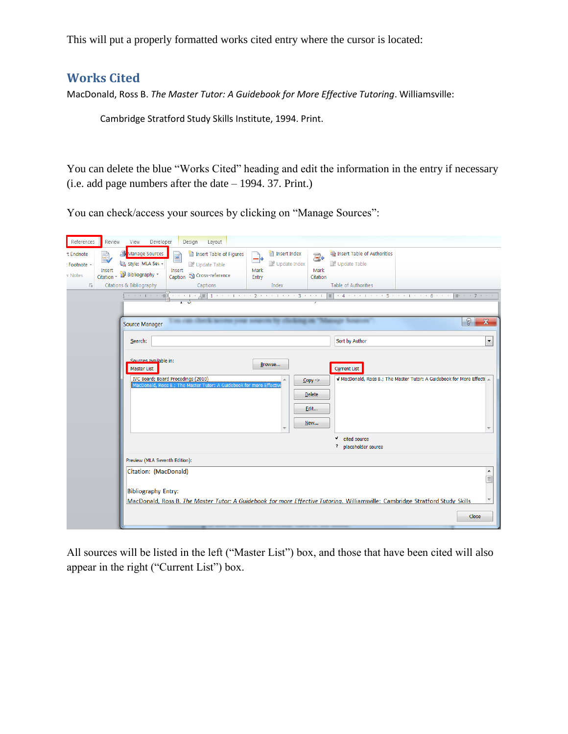This will put a properly formatted works cited entry where the cursor is located:

## Works Cited

MacDonald, Ross B. *The Master Tutor: A Guidebook for More Effective Tutoring*. Williamsville:

Cambridge Stratford Study Skills Institute, 1994. Print.

You can delete the blue "Works Cited" heading and edit the information in the entry if necessary (i.e. add page numbers after the date – 1994. 37. Print.)

You can check/access your sources by clicking on "Manage Sources":

All sources will be listed in the left ("Master List") box, and those that have been cited will also appear in the right ("Current List") box.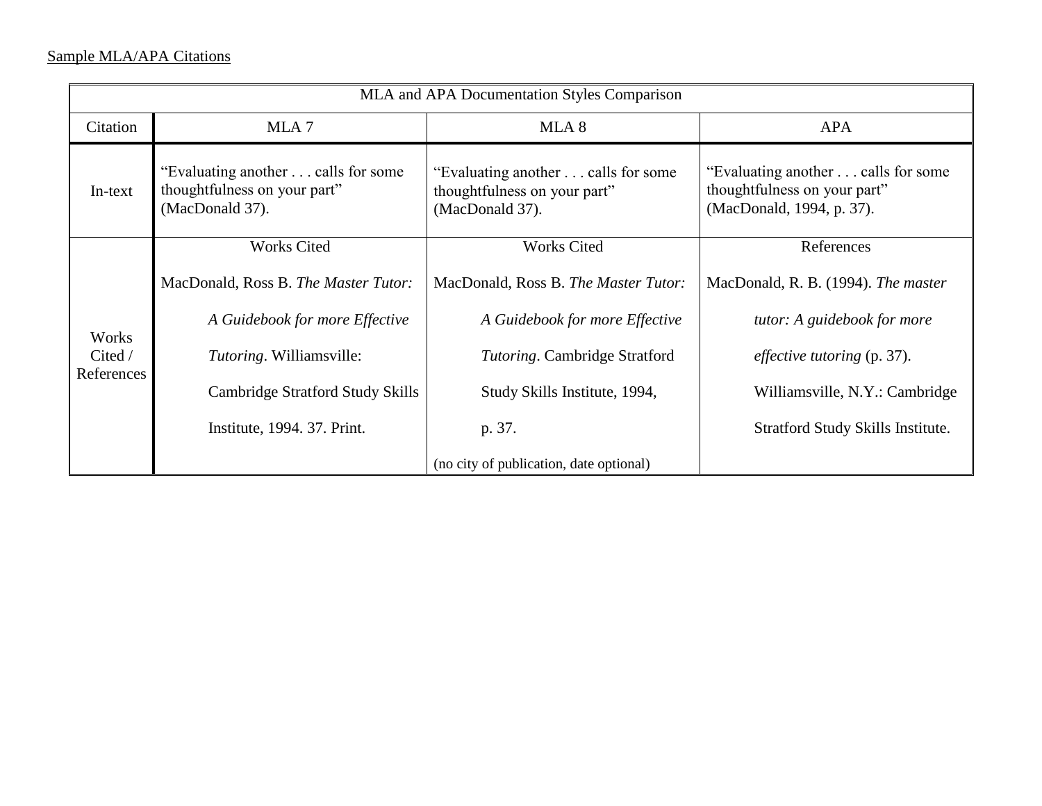Sample MLA/APA Citations

| MLA and APA Documentation Styles Comparison | | | |
|---|---|---|---|
| Citation | MLA 7 | MLA 8 | APA |
| In-text | "Evaluating another . . . calls for some thoughtfulness on your part" (MacDonald 37). | "Evaluating another . . . calls for some thoughtfulness on your part" (MacDonald 37). | "Evaluating another . . . calls for some thoughtfulness on your part" (MacDonald, 1994, p. 37). |
| Works Cited / References | Works Cited<br><br>MacDonald, Ross B. *The Master Tutor: A Guidebook for more Effective Tutoring*. Williamsville: Cambridge Stratford Study Skills Institute, 1994. 37. Print. | Works Cited<br><br>MacDonald, Ross B. *The Master Tutor: A Guidebook for more Effective Tutoring*. Cambridge Stratford Study Skills Institute, 1994, p. 37.<br><br>(no city of publication, date optional) | References<br><br>MacDonald, R. B. (1994). *The master tutor: A guidebook for more effective tutoring* (p. 37). Williamsville, N.Y.: Cambridge Stratford Study Skills Institute. |